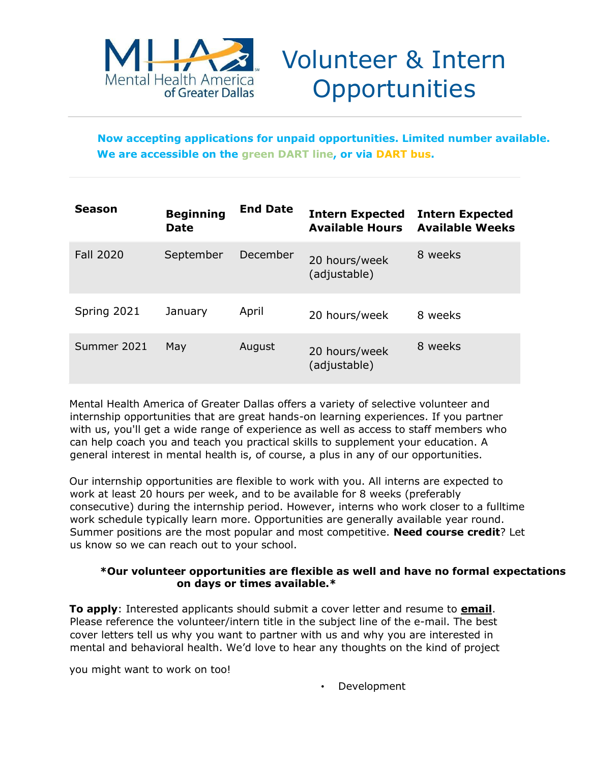# Volunteer & Intern Opportunities

Mental Health America of Greater Dallas

**Now accepting applications for unpaid opportunities. Limited number available.**
**We are accessible on the green DART line, or via DART bus.**

| Season | Beginning Date | End Date | Intern Expected Available Hours | Intern Expected Available Weeks |
|---|---|---|---|---|
| Fall 2020 | September | December | 20 hours/week (adjustable) | 8 weeks |
| Spring 2021 | January | April | 20 hours/week | 8 weeks |
| Summer 2021 | May | August | 20 hours/week (adjustable) | 8 weeks |

Mental Health America of Greater Dallas offers a variety of selective volunteer and internship opportunities that are great hands-on learning experiences. If you partner with us, you'll get a wide range of experience as well as access to staff members who can help coach you and teach you practical skills to supplement your education. A general interest in mental health is, of course, a plus in any of our opportunities.

Our internship opportunities are flexible to work with you. All interns are expected to work at least 20 hours per week, and to be available for 8 weeks (preferably consecutive) during the internship period. However, interns who work closer to a fulltime work schedule typically learn more. Opportunities are generally available year round. Summer positions are the most popular and most competitive. **Need course credit**? Let us know so we can reach out to your school.

**\*Our volunteer opportunities are flexible as well and have no formal expectations on days or times available.\***

**To apply**: Interested applicants should submit a cover letter and resume to **email**. Please reference the volunteer/intern title in the subject line of the e-mail. The best cover letters tell us why you want to partner with us and why you are interested in mental and behavioral health. We'd love to hear any thoughts on the kind of project you might want to work on too!

- Development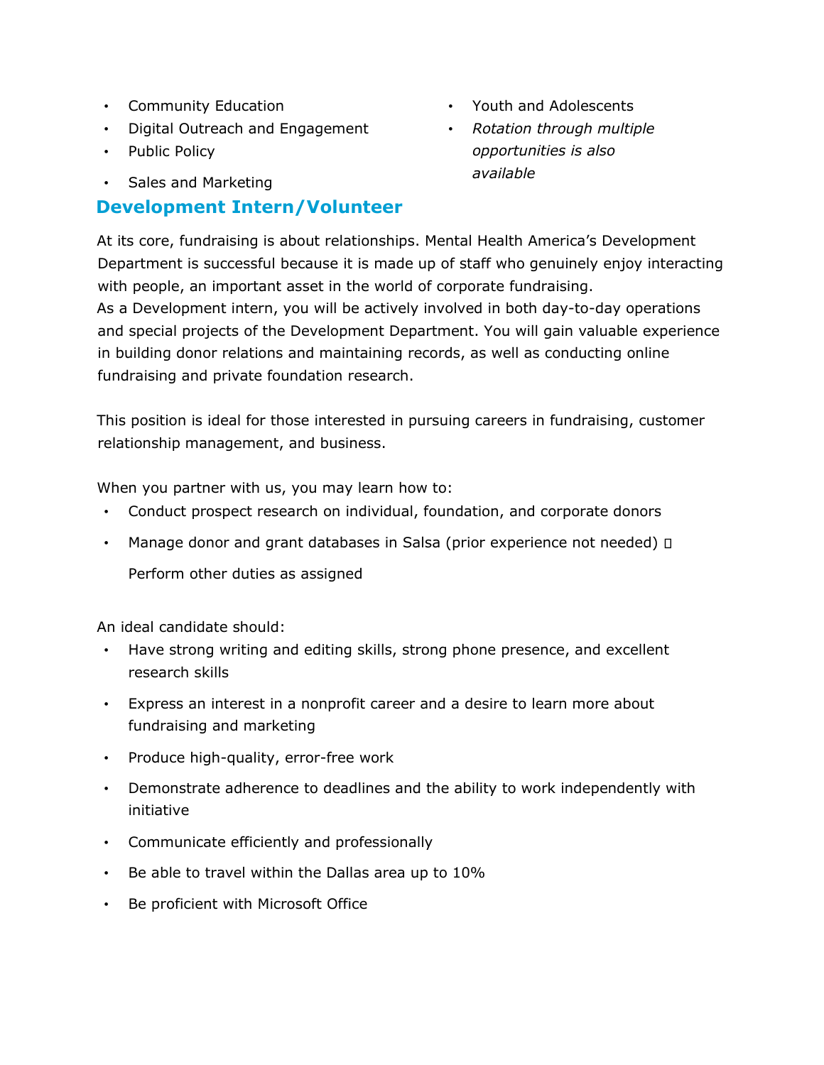- Community Education
- Digital Outreach and Engagement
- Public Policy
- Sales and Marketing
- Youth and Adolescents
- *Rotation through multiple opportunities is also available*

## Development Intern/Volunteer

At its core, fundraising is about relationships. Mental Health America's Development Department is successful because it is made up of staff who genuinely enjoy interacting with people, an important asset in the world of corporate fundraising.
As a Development intern, you will be actively involved in both day-to-day operations and special projects of the Development Department. You will gain valuable experience in building donor relations and maintaining records, as well as conducting online fundraising and private foundation research.

This position is ideal for those interested in pursuing careers in fundraising, customer relationship management, and business.

When you partner with us, you may learn how to:

- Conduct prospect research on individual, foundation, and corporate donors
- Manage donor and grant databases in Salsa (prior experience not needed) 
- Perform other duties as assigned

An ideal candidate should:

- Have strong writing and editing skills, strong phone presence, and excellent research skills
- Express an interest in a nonprofit career and a desire to learn more about fundraising and marketing
- Produce high-quality, error-free work
- Demonstrate adherence to deadlines and the ability to work independently with initiative
- Communicate efficiently and professionally
- Be able to travel within the Dallas area up to 10%
- Be proficient with Microsoft Office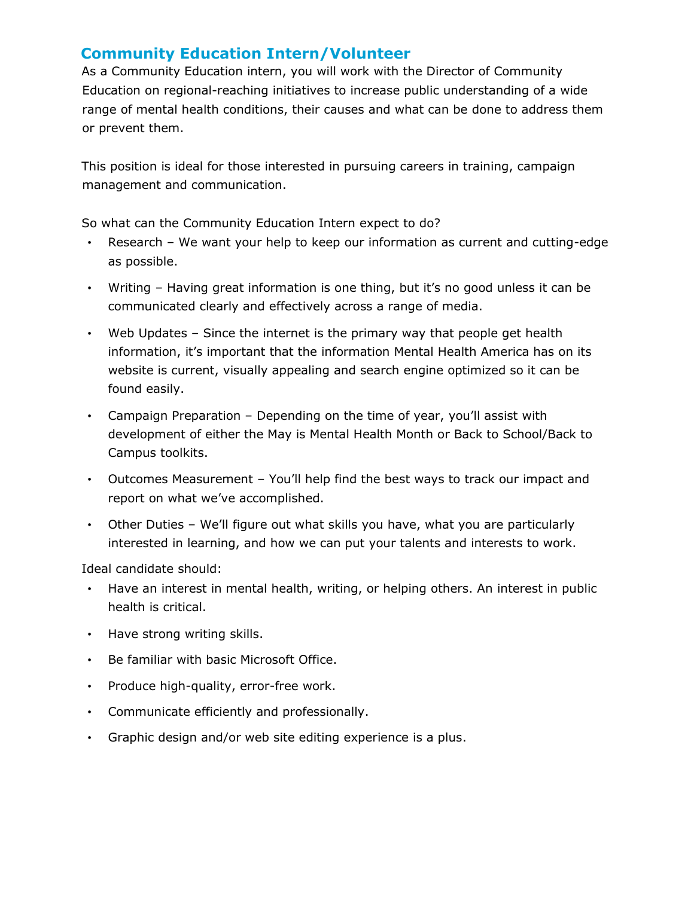## Community Education Intern/Volunteer

As a Community Education intern, you will work with the Director of Community Education on regional-reaching initiatives to increase public understanding of a wide range of mental health conditions, their causes and what can be done to address them or prevent them.

This position is ideal for those interested in pursuing careers in training, campaign management and communication.

So what can the Community Education Intern expect to do?

- Research – We want your help to keep our information as current and cutting-edge as possible.
- Writing – Having great information is one thing, but it's no good unless it can be communicated clearly and effectively across a range of media.
- Web Updates – Since the internet is the primary way that people get health information, it's important that the information Mental Health America has on its website is current, visually appealing and search engine optimized so it can be found easily.
- Campaign Preparation – Depending on the time of year, you'll assist with development of either the May is Mental Health Month or Back to School/Back to Campus toolkits.
- Outcomes Measurement – You'll help find the best ways to track our impact and report on what we've accomplished.
- Other Duties – We'll figure out what skills you have, what you are particularly interested in learning, and how we can put your talents and interests to work.

Ideal candidate should:

- Have an interest in mental health, writing, or helping others. An interest in public health is critical.
- Have strong writing skills.
- Be familiar with basic Microsoft Office.
- Produce high-quality, error-free work.
- Communicate efficiently and professionally.
- Graphic design and/or web site editing experience is a plus.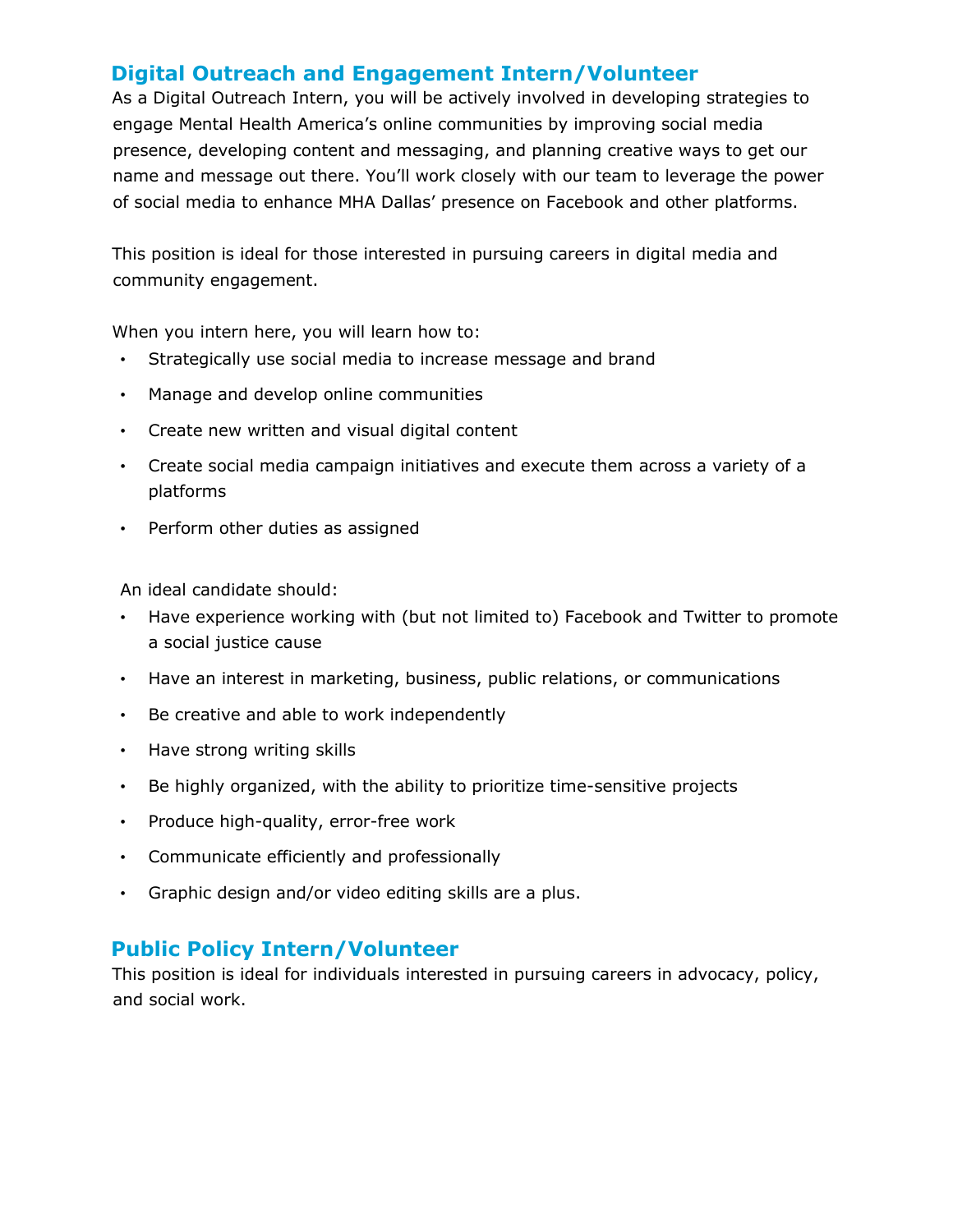## Digital Outreach and Engagement Intern/Volunteer

As a Digital Outreach Intern, you will be actively involved in developing strategies to engage Mental Health America's online communities by improving social media presence, developing content and messaging, and planning creative ways to get our name and message out there. You'll work closely with our team to leverage the power of social media to enhance MHA Dallas' presence on Facebook and other platforms.

This position is ideal for those interested in pursuing careers in digital media and community engagement.

When you intern here, you will learn how to:

- Strategically use social media to increase message and brand
- Manage and develop online communities
- Create new written and visual digital content
- Create social media campaign initiatives and execute them across a variety of a platforms
- Perform other duties as assigned

An ideal candidate should:

- Have experience working with (but not limited to) Facebook and Twitter to promote a social justice cause
- Have an interest in marketing, business, public relations, or communications
- Be creative and able to work independently
- Have strong writing skills
- Be highly organized, with the ability to prioritize time-sensitive projects
- Produce high-quality, error-free work
- Communicate efficiently and professionally
- Graphic design and/or video editing skills are a plus.

## Public Policy Intern/Volunteer

This position is ideal for individuals interested in pursuing careers in advocacy, policy, and social work.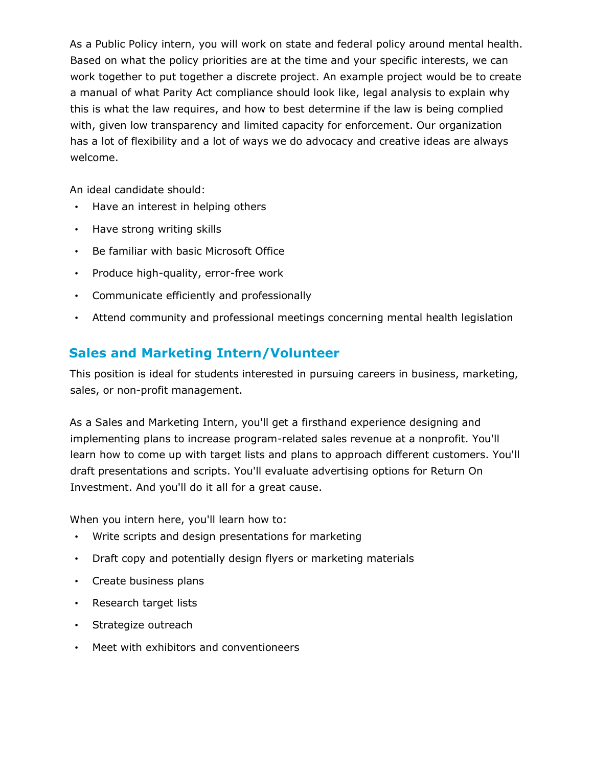As a Public Policy intern, you will work on state and federal policy around mental health. Based on what the policy priorities are at the time and your specific interests, we can work together to put together a discrete project. An example project would be to create a manual of what Parity Act compliance should look like, legal analysis to explain why this is what the law requires, and how to best determine if the law is being complied with, given low transparency and limited capacity for enforcement. Our organization has a lot of flexibility and a lot of ways we do advocacy and creative ideas are always welcome.

An ideal candidate should:

- Have an interest in helping others
- Have strong writing skills
- Be familiar with basic Microsoft Office
- Produce high-quality, error-free work
- Communicate efficiently and professionally
- Attend community and professional meetings concerning mental health legislation

## Sales and Marketing Intern/Volunteer

This position is ideal for students interested in pursuing careers in business, marketing, sales, or non-profit management.

As a Sales and Marketing Intern, you'll get a firsthand experience designing and implementing plans to increase program-related sales revenue at a nonprofit. You'll learn how to come up with target lists and plans to approach different customers. You'll draft presentations and scripts. You'll evaluate advertising options for Return On Investment. And you'll do it all for a great cause.

When you intern here, you'll learn how to:

- Write scripts and design presentations for marketing
- Draft copy and potentially design flyers or marketing materials
- Create business plans
- Research target lists
- Strategize outreach
- Meet with exhibitors and conventioneers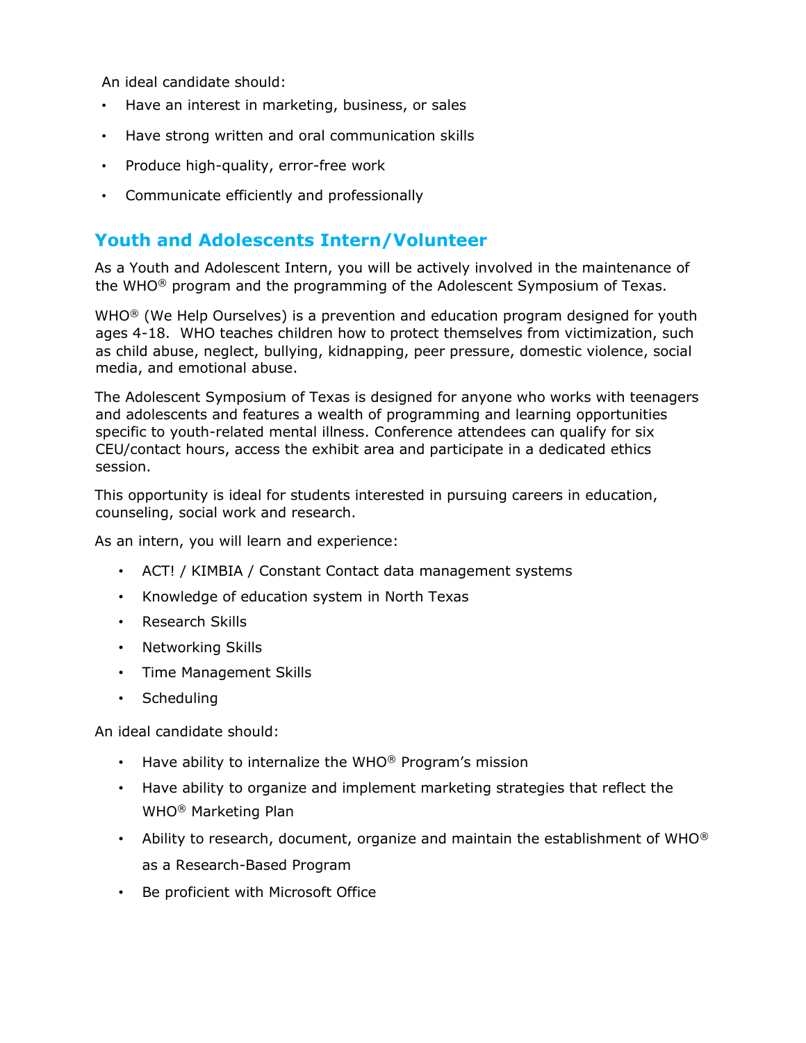An ideal candidate should:

- Have an interest in marketing, business, or sales
- Have strong written and oral communication skills
- Produce high-quality, error-free work
- Communicate efficiently and professionally

## Youth and Adolescents Intern/Volunteer

As a Youth and Adolescent Intern, you will be actively involved in the maintenance of the WHO® program and the programming of the Adolescent Symposium of Texas.

WHO® (We Help Ourselves) is a prevention and education program designed for youth ages 4-18. WHO teaches children how to protect themselves from victimization, such as child abuse, neglect, bullying, kidnapping, peer pressure, domestic violence, social media, and emotional abuse.

The Adolescent Symposium of Texas is designed for anyone who works with teenagers and adolescents and features a wealth of programming and learning opportunities specific to youth-related mental illness. Conference attendees can qualify for six CEU/contact hours, access the exhibit area and participate in a dedicated ethics session.

This opportunity is ideal for students interested in pursuing careers in education, counseling, social work and research.

As an intern, you will learn and experience:

- ACT! / KIMBIA / Constant Contact data management systems
- Knowledge of education system in North Texas
- Research Skills
- Networking Skills
- Time Management Skills
- Scheduling

An ideal candidate should:

- Have ability to internalize the WHO® Program's mission
- Have ability to organize and implement marketing strategies that reflect the WHO® Marketing Plan
- Ability to research, document, organize and maintain the establishment of WHO® as a Research-Based Program
- Be proficient with Microsoft Office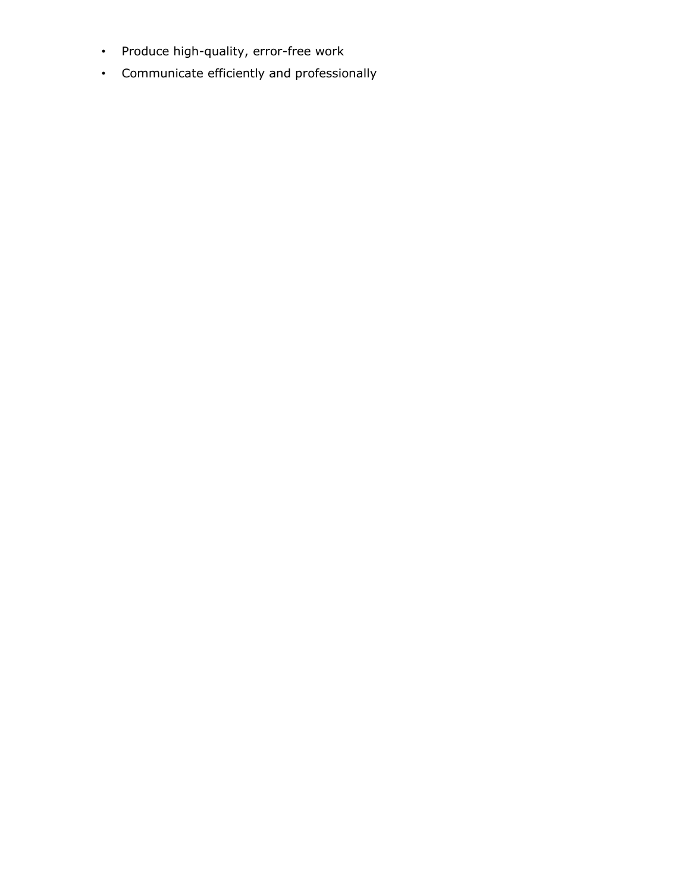- Produce high-quality, error-free work
- Communicate efficiently and professionally